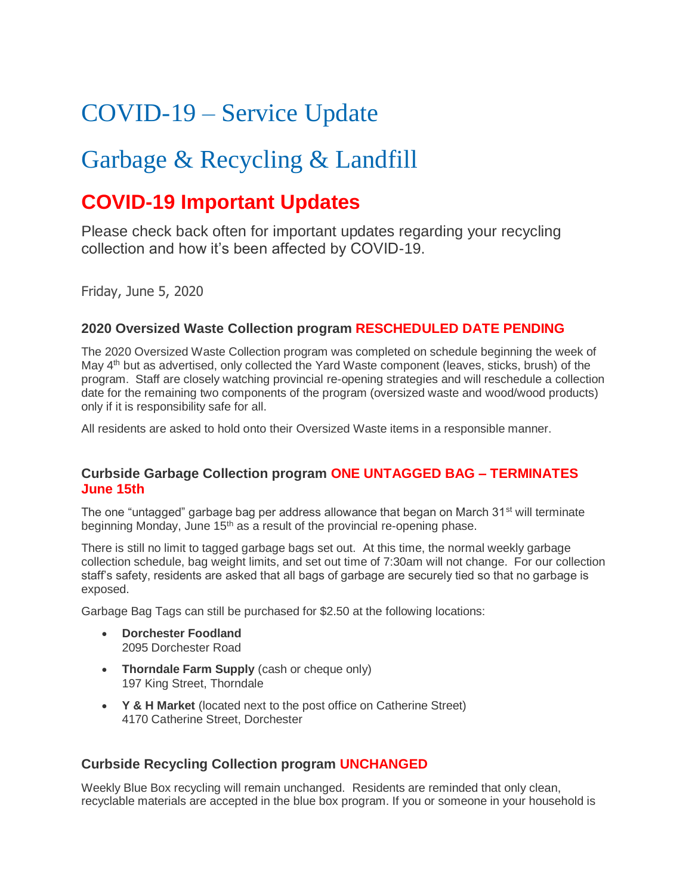# COVID-19 – Service Update

# Garbage & Recycling & Landfill

## COVID-19 Important Updates

Please check back often for important updates regarding your recycling collection and how it's been affected by COVID-19.

Friday, June 5, 2020

### 2020 Oversized Waste Collection program RESCHEDULED DATE PENDING

The 2020 Oversized Waste Collection program was completed on schedule beginning the week of May 4th but as advertised, only collected the Yard Waste component (leaves, sticks, brush) of the program. Staff are closely watching provincial re-opening strategies and will reschedule a collection date for the remaining two components of the program (oversized waste and wood/wood products) only if it is responsibility safe for all.

All residents are asked to hold onto their Oversized Waste items in a responsible manner.

### Curbside Garbage Collection program ONE UNTAGGED BAG – TERMINATES June 15th

The one "untagged" garbage bag per address allowance that began on March 31st will terminate beginning Monday, June 15th as a result of the provincial re-opening phase.

There is still no limit to tagged garbage bags set out. At this time, the normal weekly garbage collection schedule, bag weight limits, and set out time of 7:30am will not change. For our collection staff's safety, residents are asked that all bags of garbage are securely tied so that no garbage is exposed.

Garbage Bag Tags can still be purchased for $2.50 at the following locations:

- **Dorchester Foodland**
  2095 Dorchester Road
- **Thorndale Farm Supply** (cash or cheque only)
  197 King Street, Thorndale
- **Y & H Market** (located next to the post office on Catherine Street)
  4170 Catherine Street, Dorchester

### Curbside Recycling Collection program UNCHANGED

Weekly Blue Box recycling will remain unchanged. Residents are reminded that only clean, recyclable materials are accepted in the blue box program. If you or someone in your household is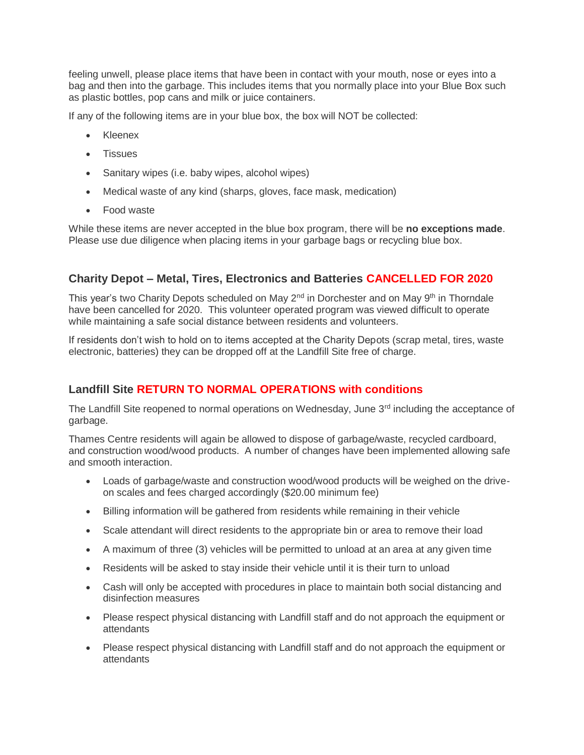feeling unwell, please place items that have been in contact with your mouth, nose or eyes into a bag and then into the garbage. This includes items that you normally place into your Blue Box such as plastic bottles, pop cans and milk or juice containers.

If any of the following items are in your blue box, the box will NOT be collected:

- Kleenex
- Tissues
- Sanitary wipes (i.e. baby wipes, alcohol wipes)
- Medical waste of any kind (sharps, gloves, face mask, medication)
- Food waste

While these items are never accepted in the blue box program, there will be **no exceptions made**. Please use due diligence when placing items in your garbage bags or recycling blue box.

### Charity Depot – Metal, Tires, Electronics and Batteries CANCELLED FOR 2020

This year's two Charity Depots scheduled on May 2nd in Dorchester and on May 9th in Thorndale have been cancelled for 2020. This volunteer operated program was viewed difficult to operate while maintaining a safe social distance between residents and volunteers.

If residents don't wish to hold on to items accepted at the Charity Depots (scrap metal, tires, waste electronic, batteries) they can be dropped off at the Landfill Site free of charge.

### Landfill Site RETURN TO NORMAL OPERATIONS with conditions

The Landfill Site reopened to normal operations on Wednesday, June 3rd including the acceptance of garbage.

Thames Centre residents will again be allowed to dispose of garbage/waste, recycled cardboard, and construction wood/wood products. A number of changes have been implemented allowing safe and smooth interaction.

- Loads of garbage/waste and construction wood/wood products will be weighed on the drive-on scales and fees charged accordingly ($20.00 minimum fee)
- Billing information will be gathered from residents while remaining in their vehicle
- Scale attendant will direct residents to the appropriate bin or area to remove their load
- A maximum of three (3) vehicles will be permitted to unload at an area at any given time
- Residents will be asked to stay inside their vehicle until it is their turn to unload
- Cash will only be accepted with procedures in place to maintain both social distancing and disinfection measures
- Please respect physical distancing with Landfill staff and do not approach the equipment or attendants
- Please respect physical distancing with Landfill staff and do not approach the equipment or attendants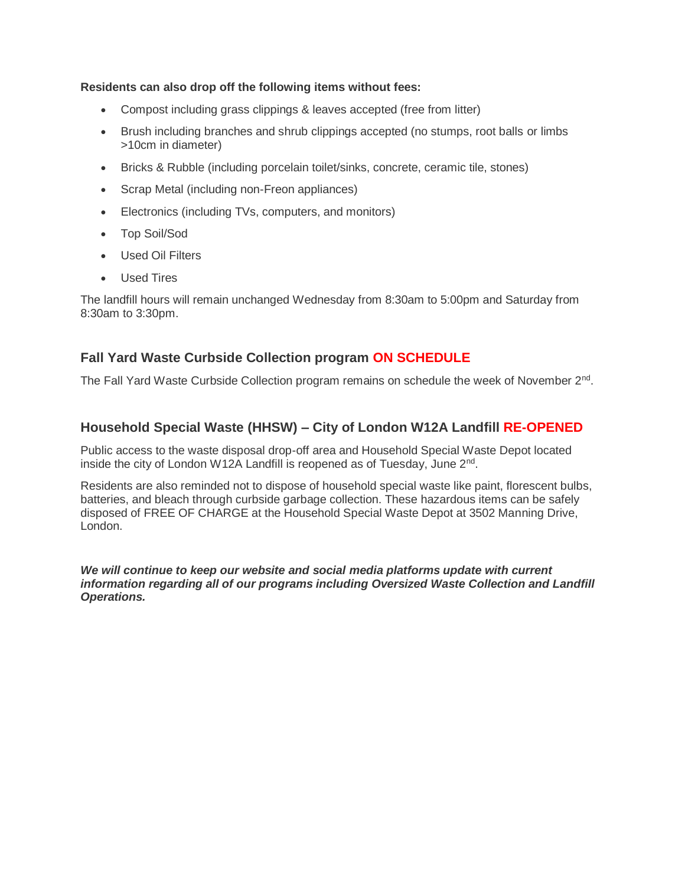**Residents can also drop off the following items without fees:**

- Compost including grass clippings & leaves accepted (free from litter)
- Brush including branches and shrub clippings accepted (no stumps, root balls or limbs >10cm in diameter)
- Bricks & Rubble (including porcelain toilet/sinks, concrete, ceramic tile, stones)
- Scrap Metal (including non-Freon appliances)
- Electronics (including TVs, computers, and monitors)
- Top Soil/Sod
- Used Oil Filters
- Used Tires

The landfill hours will remain unchanged Wednesday from 8:30am to 5:00pm and Saturday from 8:30am to 3:30pm.

## Fall Yard Waste Curbside Collection program ON SCHEDULE

The Fall Yard Waste Curbside Collection program remains on schedule the week of November 2nd.

## Household Special Waste (HHSW) – City of London W12A Landfill RE-OPENED

Public access to the waste disposal drop-off area and Household Special Waste Depot located inside the city of London W12A Landfill is reopened as of Tuesday, June 2nd.

Residents are also reminded not to dispose of household special waste like paint, florescent bulbs, batteries, and bleach through curbside garbage collection. These hazardous items can be safely disposed of FREE OF CHARGE at the Household Special Waste Depot at 3502 Manning Drive, London.

***We will continue to keep our website and social media platforms update with current information regarding all of our programs including Oversized Waste Collection and Landfill Operations.***